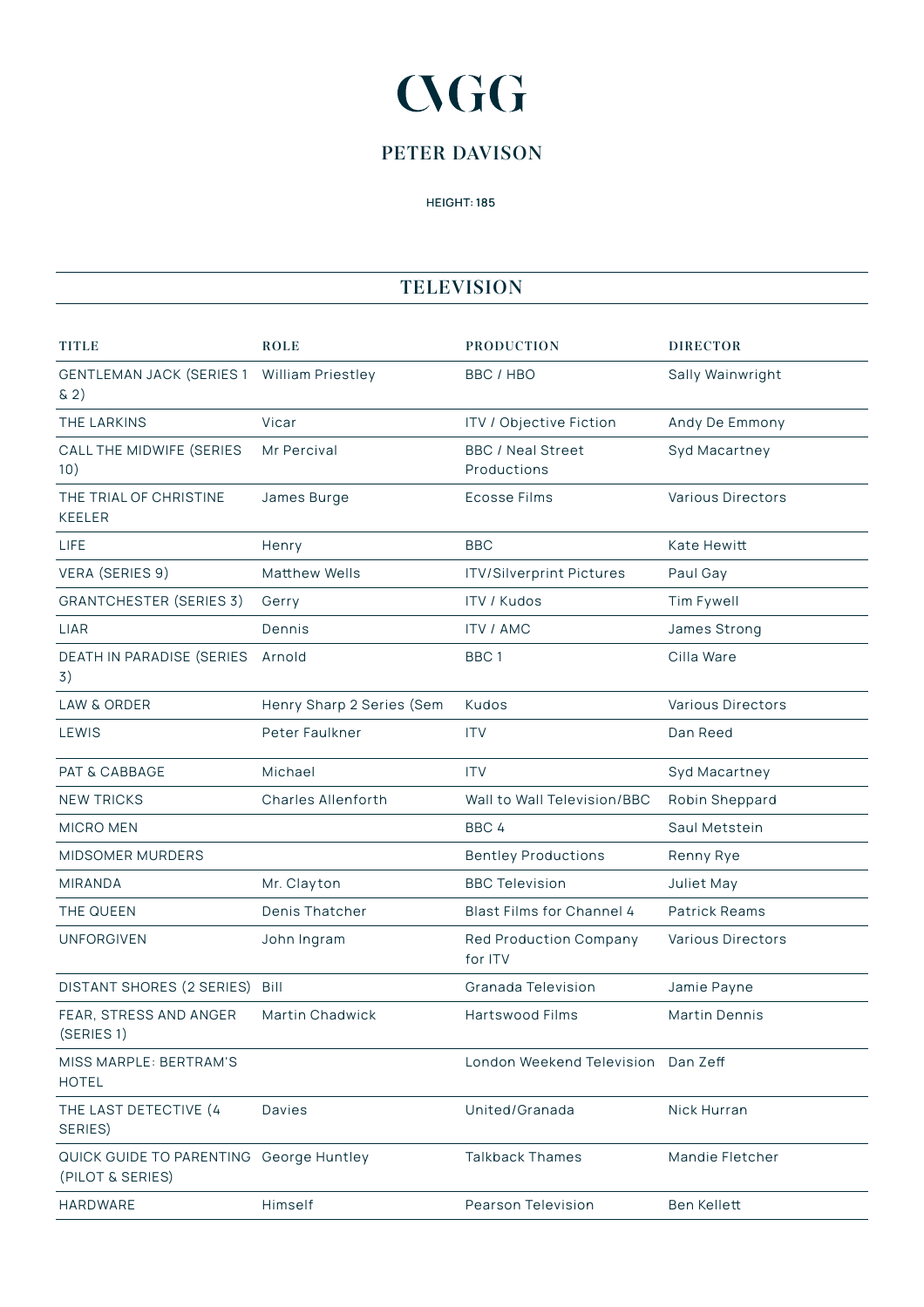# CVGG

## PETER DAVISON

HEIGHT: 185

## TELEVISION

| TITLE | ROLE | PRODUCTION | DIRECTOR |
|---|---|---|---|
| GENTLEMAN JACK (SERIES 1 & 2) | William Priestley | BBC / HBO | Sally Wainwright |
| THE LARKINS | Vicar | ITV / Objective Fiction | Andy De Emmony |
| CALL THE MIDWIFE (SERIES 10) | Mr Percival | BBC / Neal Street Productions | Syd Macartney |
| THE TRIAL OF CHRISTINE KEELER | James Burge | Ecosse Films | Various Directors |
| LIFE | Henry | BBC | Kate Hewitt |
| VERA (SERIES 9) | Matthew Wells | ITV/Silverprint Pictures | Paul Gay |
| GRANTCHESTER (SERIES 3) | Gerry | ITV / Kudos | Tim Fywell |
| LIAR | Dennis | ITV / AMC | James Strong |
| DEATH IN PARADISE (SERIES 3) | Arnold | BBC 1 | Cilla Ware |
| LAW & ORDER | Henry Sharp 2 Series (Sem | Kudos | Various Directors |
| LEWIS | Peter Faulkner | ITV | Dan Reed |
| PAT & CABBAGE | Michael | ITV | Syd Macartney |
| NEW TRICKS | Charles Allenforth | Wall to Wall Television/BBC | Robin Sheppard |
| MICRO MEN | | BBC 4 | Saul Metstein |
| MIDSOMER MURDERS | | Bentley Productions | Renny Rye |
| MIRANDA | Mr. Clayton | BBC Television | Juliet May |
| THE QUEEN | Denis Thatcher | Blast Films for Channel 4 | Patrick Reams |
| UNFORGIVEN | John Ingram | Red Production Company for ITV | Various Directors |
| DISTANT SHORES (2 SERIES) | Bill | Granada Television | Jamie Payne |
| FEAR, STRESS AND ANGER (SERIES 1) | Martin Chadwick | Hartswood Films | Martin Dennis |
| MISS MARPLE: BERTRAM'S HOTEL | | London Weekend Television | Dan Zeff |
| THE LAST DETECTIVE (4 SERIES) | Davies | United/Granada | Nick Hurran |
| QUICK GUIDE TO PARENTING (PILOT & SERIES) | George Huntley | Talkback Thames | Mandie Fletcher |
| HARDWARE | Himself | Pearson Television | Ben Kellett |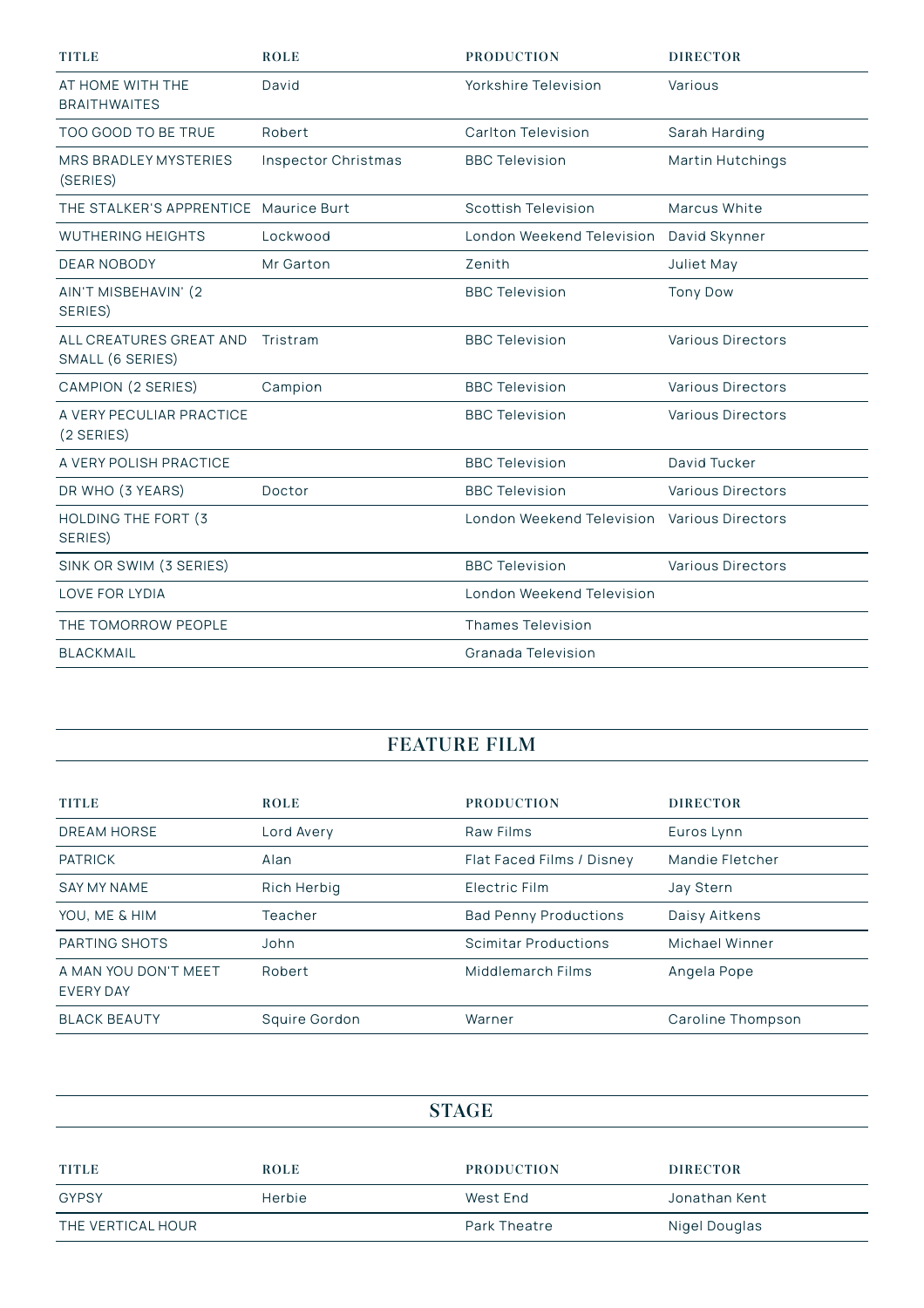| TITLE | ROLE | PRODUCTION | DIRECTOR |
|---|---|---|---|
| AT HOME WITH THE BRAITHWAITES | David | Yorkshire Television | Various |
| TOO GOOD TO BE TRUE | Robert | Carlton Television | Sarah Harding |
| MRS BRADLEY MYSTERIES (SERIES) | Inspector Christmas | BBC Television | Martin Hutchings |
| THE STALKER'S APPRENTICE | Maurice Burt | Scottish Television | Marcus White |
| WUTHERING HEIGHTS | Lockwood | London Weekend Television | David Skynner |
| DEAR NOBODY | Mr Garton | Zenith | Juliet May |
| AIN'T MISBEHAVIN' (2 SERIES) | | BBC Television | Tony Dow |
| ALL CREATURES GREAT AND SMALL (6 SERIES) | Tristram | BBC Television | Various Directors |
| CAMPION (2 SERIES) | Campion | BBC Television | Various Directors |
| A VERY PECULIAR PRACTICE (2 SERIES) | | BBC Television | Various Directors |
| A VERY POLISH PRACTICE | | BBC Television | David Tucker |
| DR WHO (3 YEARS) | Doctor | BBC Television | Various Directors |
| HOLDING THE FORT (3 SERIES) | | London Weekend Television | Various Directors |
| SINK OR SWIM (3 SERIES) | | BBC Television | Various Directors |
| LOVE FOR LYDIA | | London Weekend Television | |
| THE TOMORROW PEOPLE | | Thames Television | |
| BLACKMAIL | | Granada Television | |

## FEATURE FILM

| TITLE | ROLE | PRODUCTION | DIRECTOR |
|---|---|---|---|
| DREAM HORSE | Lord Avery | Raw Films | Euros Lynn |
| PATRICK | Alan | Flat Faced Films / Disney | Mandie Fletcher |
| SAY MY NAME | Rich Herbig | Electric Film | Jay Stern |
| YOU, ME & HIM | Teacher | Bad Penny Productions | Daisy Aitkens |
| PARTING SHOTS | John | Scimitar Productions | Michael Winner |
| A MAN YOU DON'T MEET EVERY DAY | Robert | Middlemarch Films | Angela Pope |
| BLACK BEAUTY | Squire Gordon | Warner | Caroline Thompson |

## STAGE

| TITLE | ROLE | PRODUCTION | DIRECTOR |
|---|---|---|---|
| GYPSY | Herbie | West End | Jonathan Kent |
| THE VERTICAL HOUR | | Park Theatre | Nigel Douglas |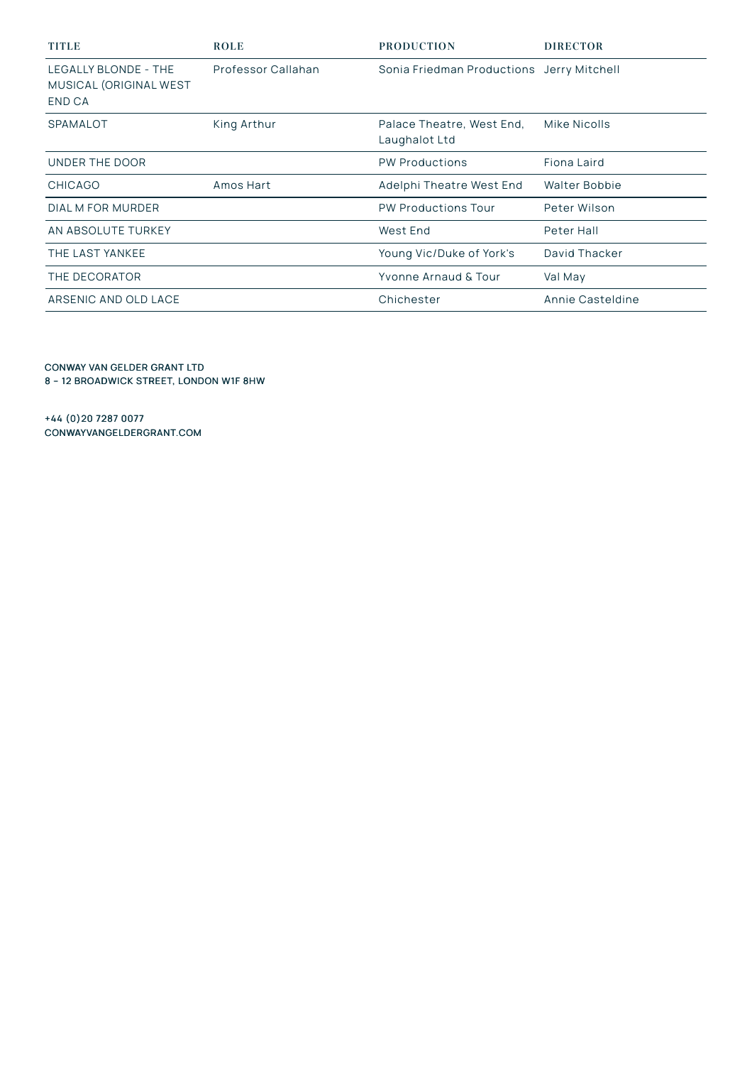| TITLE | ROLE | PRODUCTION | DIRECTOR |
|---|---|---|---|
| LEGALLY BLONDE - THE MUSICAL (ORIGINAL WEST END CA | Professor Callahan | Sonia Friedman Productions | Jerry Mitchell |
| SPAMALOT | King Arthur | Palace Theatre, West End, Laughalot Ltd | Mike Nicolls |
| UNDER THE DOOR | | PW Productions | Fiona Laird |
| CHICAGO | Amos Hart | Adelphi Theatre West End | Walter Bobbie |
| DIAL M FOR MURDER | | PW Productions Tour | Peter Wilson |
| AN ABSOLUTE TURKEY | | West End | Peter Hall |
| THE LAST YANKEE | | Young Vic/Duke of York's | David Thacker |
| THE DECORATOR | | Yvonne Arnaud & Tour | Val May |
| ARSENIC AND OLD LACE | | Chichester | Annie Casteldine |

**CONWAY VAN GELDER GRANT LTD**
**8 – 12 BROADWICK STREET, LONDON W1F 8HW**

**+44 (0)20 7287 0077**
**CONWAYVANGELDERGRANT.COM**